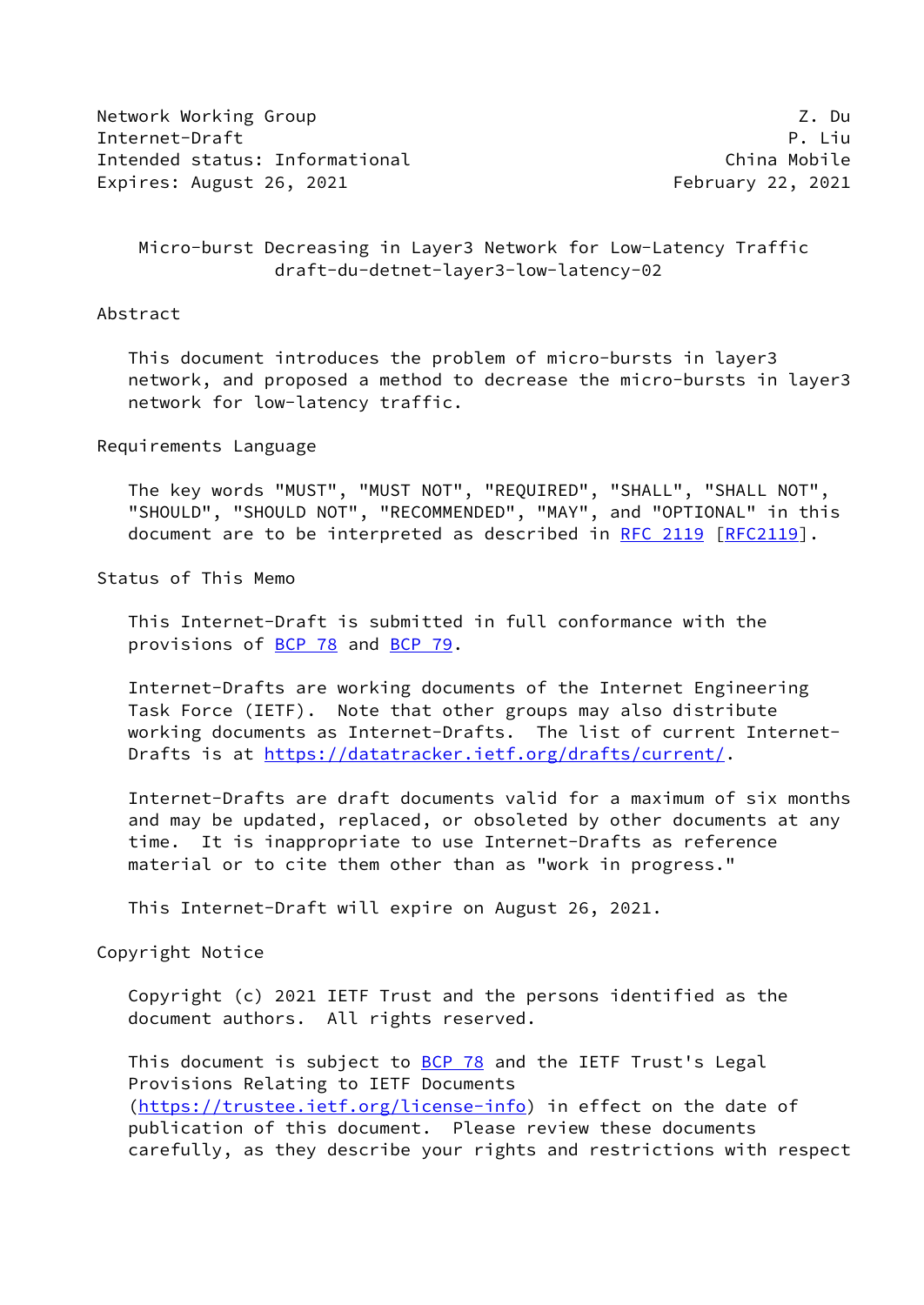Network Working Group Z. Du
Internet-Draft P. Liu
Intended status: Informational China Mobile
Expires: August 26, 2021 February 22, 2021

# Micro-burst Decreasing in Layer3 Network for Low-Latency Traffic
draft-du-detnet-layer3-low-latency-02

## Abstract

This document introduces the problem of micro-bursts in layer3 network, and proposed a method to decrease the micro-bursts in layer3 network for low-latency traffic.

## Requirements Language

The key words "MUST", "MUST NOT", "REQUIRED", "SHALL", "SHALL NOT", "SHOULD", "SHOULD NOT", "RECOMMENDED", "MAY", and "OPTIONAL" in this document are to be interpreted as described in RFC 2119 [RFC2119].

## Status of This Memo

This Internet-Draft is submitted in full conformance with the provisions of BCP 78 and BCP 79.

Internet-Drafts are working documents of the Internet Engineering Task Force (IETF). Note that other groups may also distribute working documents as Internet-Drafts. The list of current Internet-Drafts is at https://datatracker.ietf.org/drafts/current/.

Internet-Drafts are draft documents valid for a maximum of six months and may be updated, replaced, or obsoleted by other documents at any time. It is inappropriate to use Internet-Drafts as reference material or to cite them other than as "work in progress."

This Internet-Draft will expire on August 26, 2021.

## Copyright Notice

Copyright (c) 2021 IETF Trust and the persons identified as the document authors. All rights reserved.

This document is subject to BCP 78 and the IETF Trust's Legal Provisions Relating to IETF Documents (https://trustee.ietf.org/license-info) in effect on the date of publication of this document. Please review these documents carefully, as they describe your rights and restrictions with respect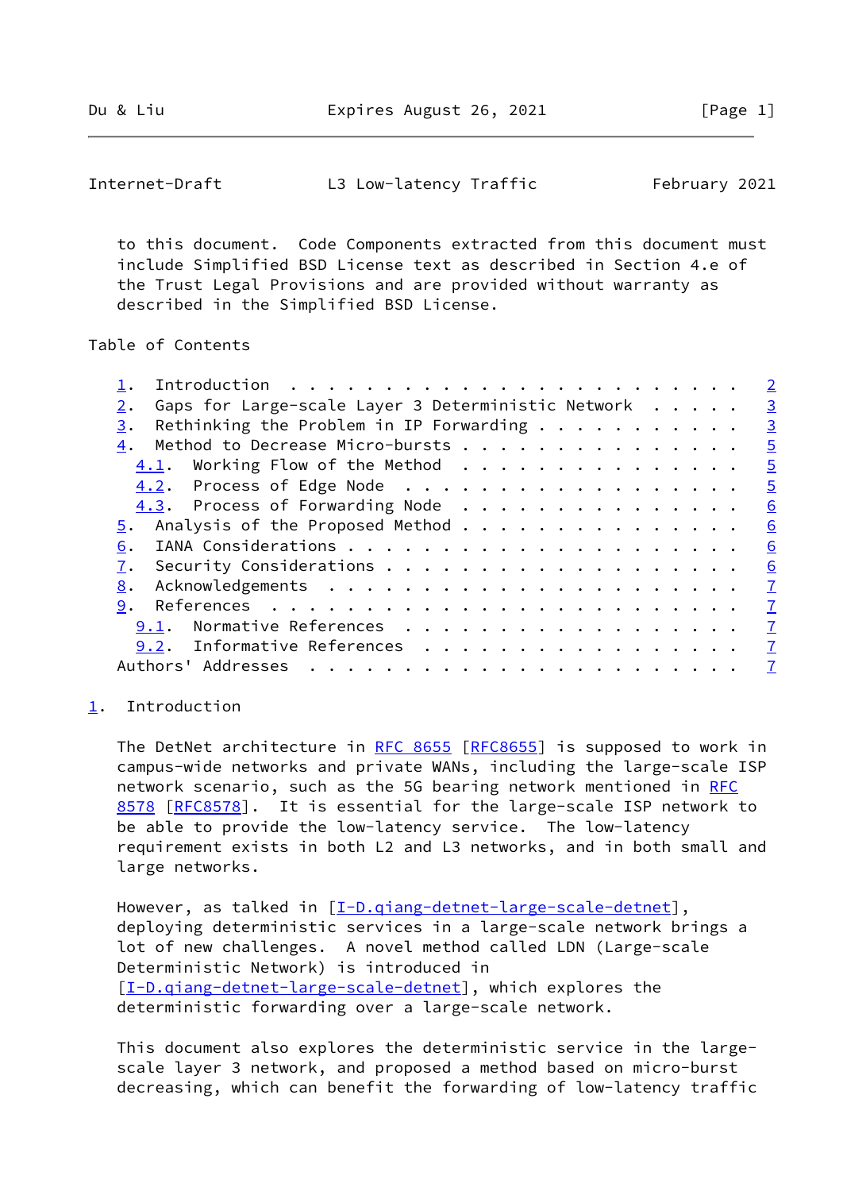to this document. Code Components extracted from this document must include Simplified BSD License text as described in Section 4.e of the Trust Legal Provisions and are provided without warranty as described in the Simplified BSD License.

Table of Contents

```
   1.  Introduction . . . . . . . . . . . . . . . . . . . . . . . .   2
   2.  Gaps for Large-scale Layer 3 Deterministic Network . . . . .   3
   3.  Rethinking the Problem in IP Forwarding . . . . . . . . . . .   3
   4.  Method to Decrease Micro-bursts . . . . . . . . . . . . . . .   5
     4.1.  Working Flow of the Method  . . . . . . . . . . . . . . .   5
     4.2.  Process of Edge Node  . . . . . . . . . . . . . . . . . .   5
     4.3.  Process of Forwarding Node  . . . . . . . . . . . . . . .   6
   5.  Analysis of the Proposed Method . . . . . . . . . . . . . . .   6
   6.  IANA Considerations . . . . . . . . . . . . . . . . . . . . .   6
   7.  Security Considerations . . . . . . . . . . . . . . . . . . .   6
   8.  Acknowledgements  . . . . . . . . . . . . . . . . . . . . . .   7
   9.  References  . . . . . . . . . . . . . . . . . . . . . . . . .   7
     9.1.  Normative References  . . . . . . . . . . . . . . . . . .   7
     9.2.  Informative References  . . . . . . . . . . . . . . . . .   7
   Authors' Addresses  . . . . . . . . . . . . . . . . . . . . . . .   7
```

## 1. Introduction

The DetNet architecture in RFC 8655 [RFC8655] is supposed to work in campus-wide networks and private WANs, including the large-scale ISP network scenario, such as the 5G bearing network mentioned in RFC 8578 [RFC8578]. It is essential for the large-scale ISP network to be able to provide the low-latency service. The low-latency requirement exists in both L2 and L3 networks, and in both small and large networks.

However, as talked in [I-D.qiang-detnet-large-scale-detnet], deploying deterministic services in a large-scale network brings a lot of new challenges. A novel method called LDN (Large-scale Deterministic Network) is introduced in [I-D.qiang-detnet-large-scale-detnet], which explores the deterministic forwarding over a large-scale network.

This document also explores the deterministic service in the large-scale layer 3 network, and proposed a method based on micro-burst decreasing, which can benefit the forwarding of low-latency traffic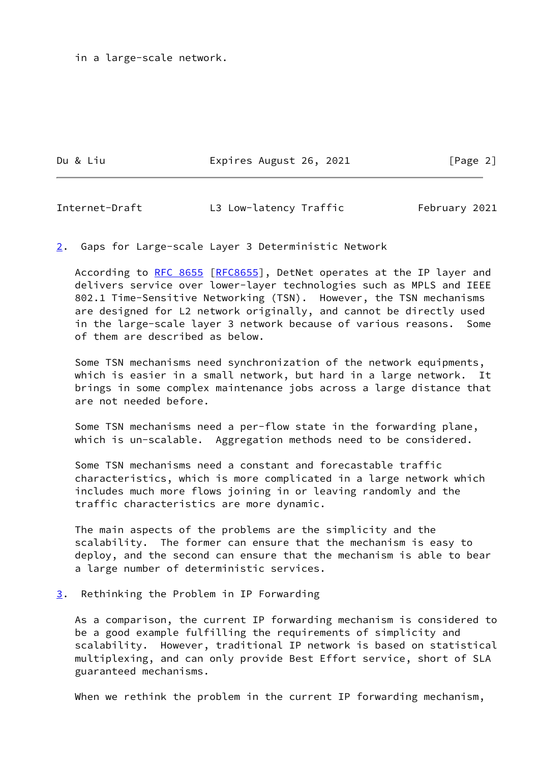in a large-scale network.

## 2. Gaps for Large-scale Layer 3 Deterministic Network

According to RFC 8655 [RFC8655], DetNet operates at the IP layer and delivers service over lower-layer technologies such as MPLS and IEEE 802.1 Time-Sensitive Networking (TSN). However, the TSN mechanisms are designed for L2 network originally, and cannot be directly used in the large-scale layer 3 network because of various reasons. Some of them are described as below.

Some TSN mechanisms need synchronization of the network equipments, which is easier in a small network, but hard in a large network. It brings in some complex maintenance jobs across a large distance that are not needed before.

Some TSN mechanisms need a per-flow state in the forwarding plane, which is un-scalable. Aggregation methods need to be considered.

Some TSN mechanisms need a constant and forecastable traffic characteristics, which is more complicated in a large network which includes much more flows joining in or leaving randomly and the traffic characteristics are more dynamic.

The main aspects of the problems are the simplicity and the scalability. The former can ensure that the mechanism is easy to deploy, and the second can ensure that the mechanism is able to bear a large number of deterministic services.

## 3. Rethinking the Problem in IP Forwarding

As a comparison, the current IP forwarding mechanism is considered to be a good example fulfilling the requirements of simplicity and scalability. However, traditional IP network is based on statistical multiplexing, and can only provide Best Effort service, short of SLA guaranteed mechanisms.

When we rethink the problem in the current IP forwarding mechanism,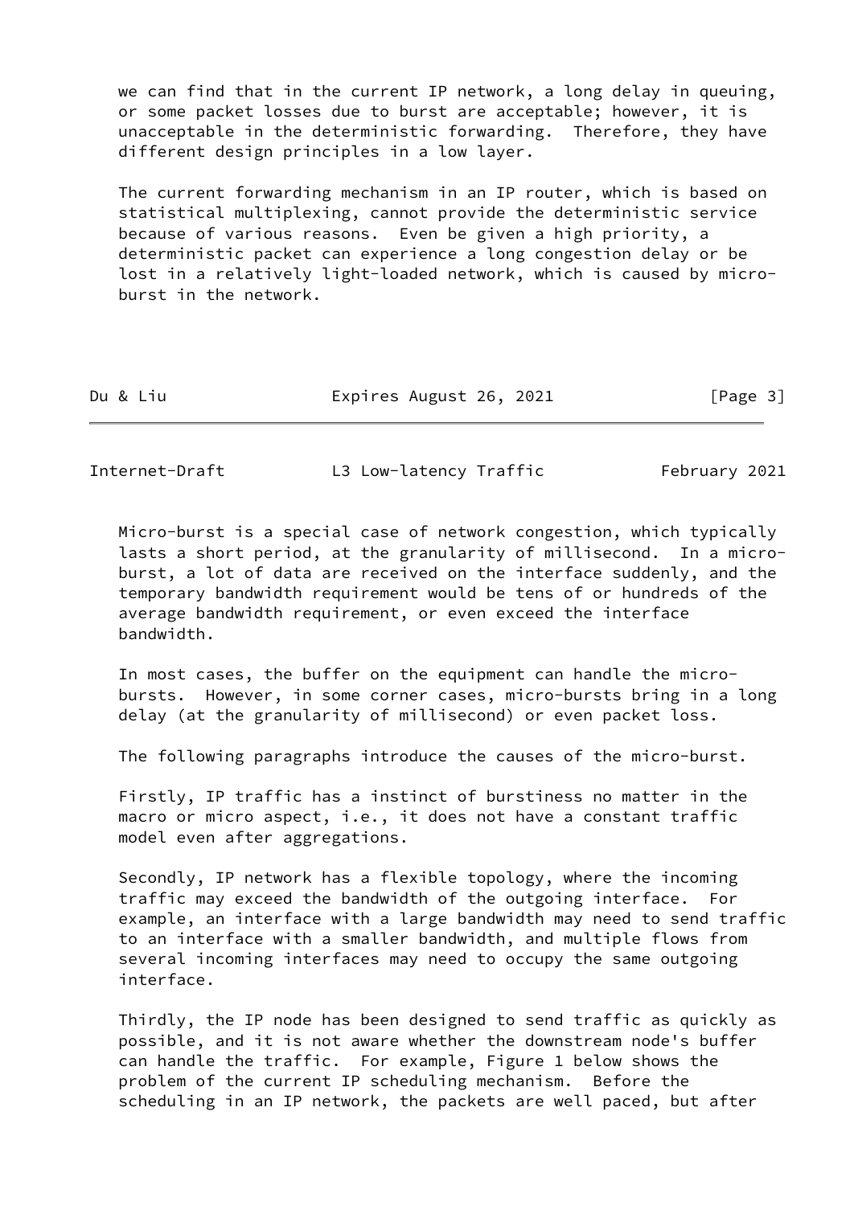we can find that in the current IP network, a long delay in queuing, or some packet losses due to burst are acceptable; however, it is unacceptable in the deterministic forwarding. Therefore, they have different design principles in a low layer.

The current forwarding mechanism in an IP router, which is based on statistical multiplexing, cannot provide the deterministic service because of various reasons. Even be given a high priority, a deterministic packet can experience a long congestion delay or be lost in a relatively light-loaded network, which is caused by micro-burst in the network.

Micro-burst is a special case of network congestion, which typically lasts a short period, at the granularity of millisecond. In a micro-burst, a lot of data are received on the interface suddenly, and the temporary bandwidth requirement would be tens of or hundreds of the average bandwidth requirement, or even exceed the interface bandwidth.

In most cases, the buffer on the equipment can handle the micro-bursts. However, in some corner cases, micro-bursts bring in a long delay (at the granularity of millisecond) or even packet loss.

The following paragraphs introduce the causes of the micro-burst.

Firstly, IP traffic has a instinct of burstiness no matter in the macro or micro aspect, i.e., it does not have a constant traffic model even after aggregations.

Secondly, IP network has a flexible topology, where the incoming traffic may exceed the bandwidth of the outgoing interface. For example, an interface with a large bandwidth may need to send traffic to an interface with a smaller bandwidth, and multiple flows from several incoming interfaces may need to occupy the same outgoing interface.

Thirdly, the IP node has been designed to send traffic as quickly as possible, and it is not aware whether the downstream node's buffer can handle the traffic. For example, Figure 1 below shows the problem of the current IP scheduling mechanism. Before the scheduling in an IP network, the packets are well paced, but after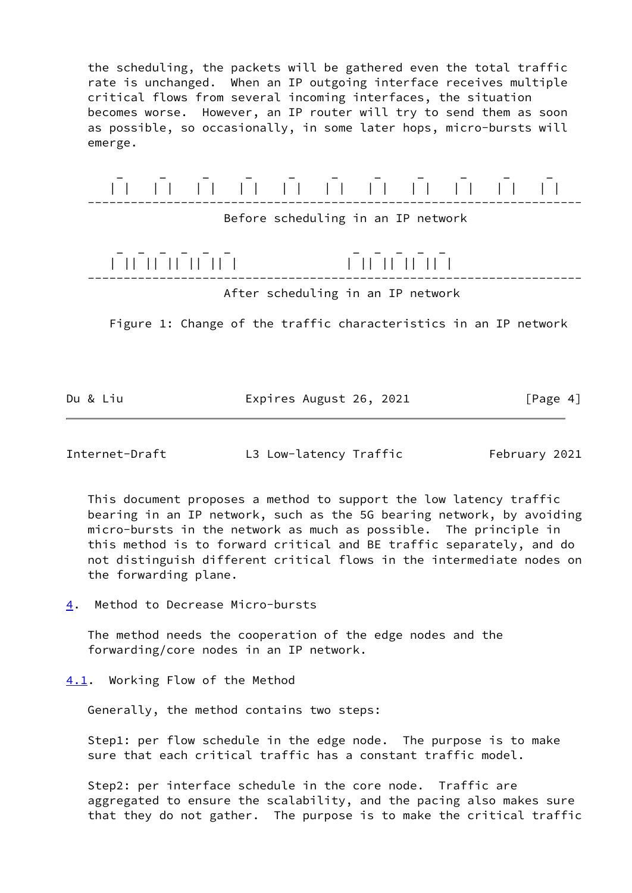the scheduling, the packets will be gathered even the total traffic rate is unchanged. When an IP outgoing interface receives multiple critical flows from several incoming interfaces, the situation becomes worse. However, an IP router will try to send them as soon as possible, so occasionally, in some later hops, micro-bursts will emerge.

```
     _     _     _     _     _     _     _     _     _     _     _
    | |   | |   | |   | |   | |   | |   | |   | |   | |   | |   | |
--------------------------------------------------------------------
                  Before scheduling in an IP network

     _  _  _  _  _  _              _  _  _  _  _
    | || || || || || |            | || || || || |
--------------------------------------------------------------------
                  After scheduling in an IP network
```

Figure 1: Change of the traffic characteristics in an IP network

This document proposes a method to support the low latency traffic bearing in an IP network, such as the 5G bearing network, by avoiding micro-bursts in the network as much as possible. The principle in this method is to forward critical and BE traffic separately, and do not distinguish different critical flows in the intermediate nodes on the forwarding plane.

## 4. Method to Decrease Micro-bursts

The method needs the cooperation of the edge nodes and the forwarding/core nodes in an IP network.

### 4.1. Working Flow of the Method

Generally, the method contains two steps:

Step1: per flow schedule in the edge node. The purpose is to make sure that each critical traffic has a constant traffic model.

Step2: per interface schedule in the core node. Traffic are aggregated to ensure the scalability, and the pacing also makes sure that they do not gather. The purpose is to make the critical traffic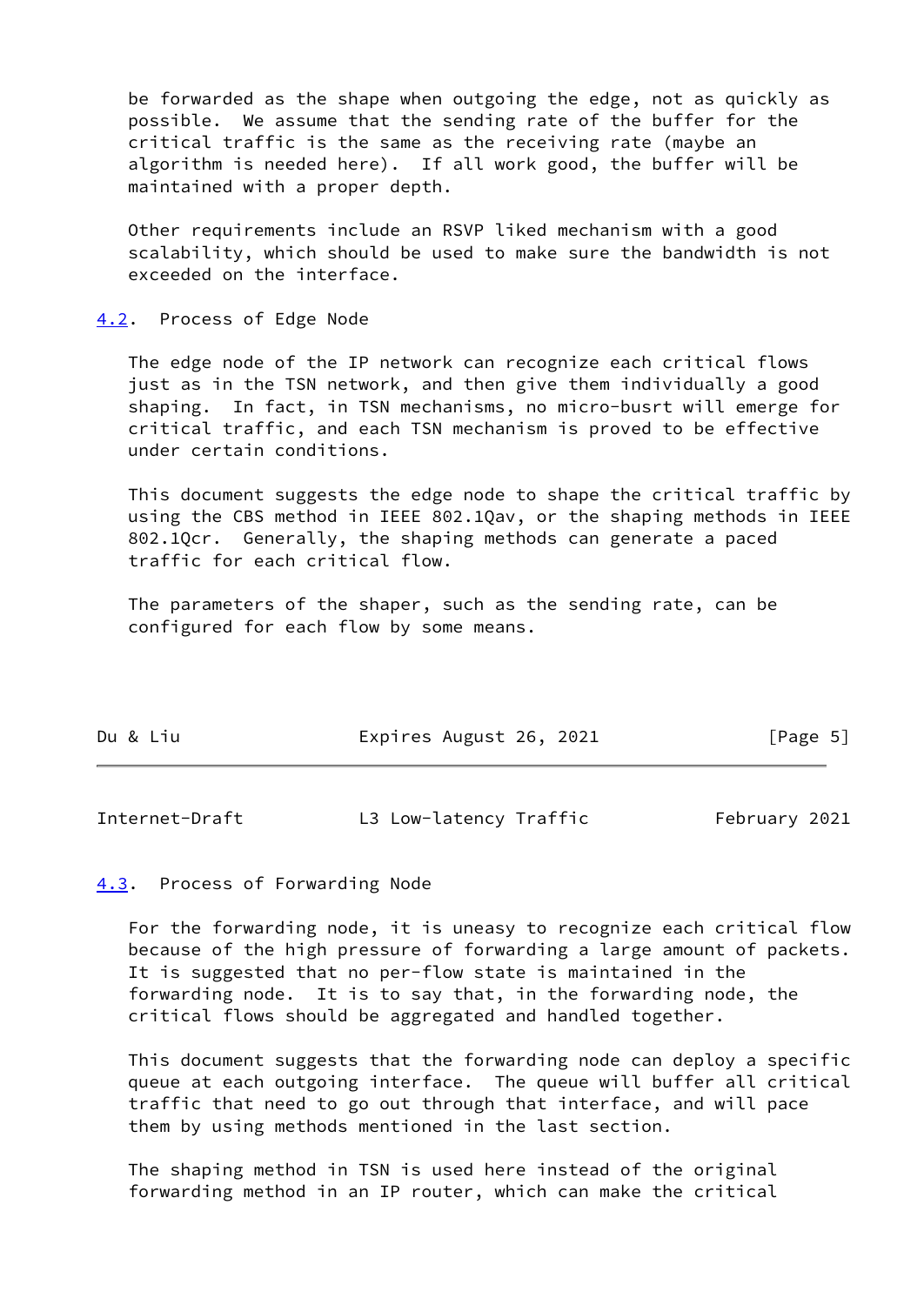be forwarded as the shape when outgoing the edge, not as quickly as possible. We assume that the sending rate of the buffer for the critical traffic is the same as the receiving rate (maybe an algorithm is needed here). If all work good, the buffer will be maintained with a proper depth.

Other requirements include an RSVP liked mechanism with a good scalability, which should be used to make sure the bandwidth is not exceeded on the interface.

### 4.2. Process of Edge Node

The edge node of the IP network can recognize each critical flows just as in the TSN network, and then give them individually a good shaping. In fact, in TSN mechanisms, no micro-busrt will emerge for critical traffic, and each TSN mechanism is proved to be effective under certain conditions.

This document suggests the edge node to shape the critical traffic by using the CBS method in IEEE 802.1Qav, or the shaping methods in IEEE 802.1Qcr. Generally, the shaping methods can generate a paced traffic for each critical flow.

The parameters of the shaper, such as the sending rate, can be configured for each flow by some means.

### 4.3. Process of Forwarding Node

For the forwarding node, it is uneasy to recognize each critical flow because of the high pressure of forwarding a large amount of packets. It is suggested that no per-flow state is maintained in the forwarding node. It is to say that, in the forwarding node, the critical flows should be aggregated and handled together.

This document suggests that the forwarding node can deploy a specific queue at each outgoing interface. The queue will buffer all critical traffic that need to go out through that interface, and will pace them by using methods mentioned in the last section.

The shaping method in TSN is used here instead of the original forwarding method in an IP router, which can make the critical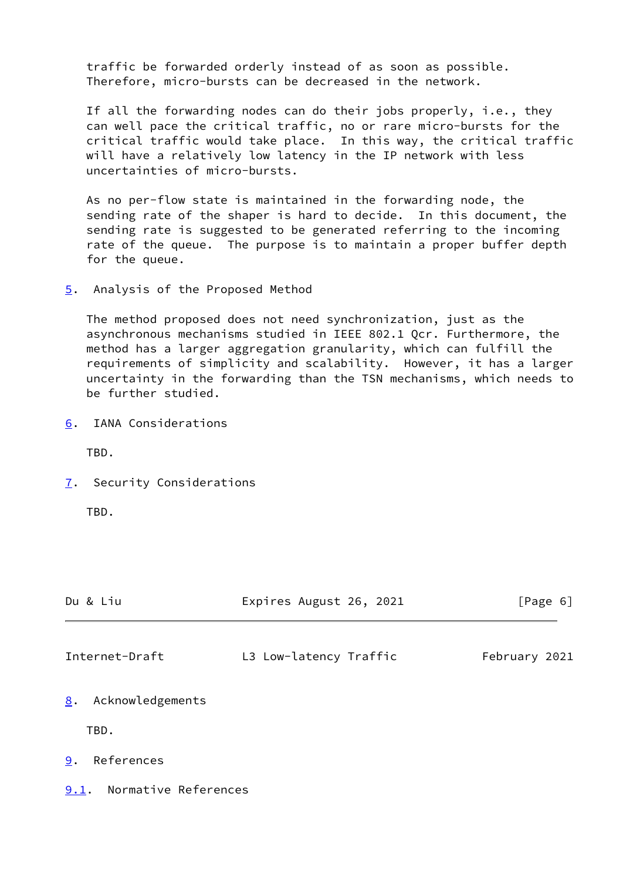traffic be forwarded orderly instead of as soon as possible. Therefore, micro-bursts can be decreased in the network.

If all the forwarding nodes can do their jobs properly, i.e., they can well pace the critical traffic, no or rare micro-bursts for the critical traffic would take place. In this way, the critical traffic will have a relatively low latency in the IP network with less uncertainties of micro-bursts.

As no per-flow state is maintained in the forwarding node, the sending rate of the shaper is hard to decide. In this document, the sending rate is suggested to be generated referring to the incoming rate of the queue. The purpose is to maintain a proper buffer depth for the queue.

## 5. Analysis of the Proposed Method

The method proposed does not need synchronization, just as the asynchronous mechanisms studied in IEEE 802.1 Qcr. Furthermore, the method has a larger aggregation granularity, which can fulfill the requirements of simplicity and scalability. However, it has a larger uncertainty in the forwarding than the TSN mechanisms, which needs to be further studied.

## 6. IANA Considerations

TBD.

## 7. Security Considerations

TBD.

## 8. Acknowledgements

TBD.

## 9. References

### 9.1. Normative References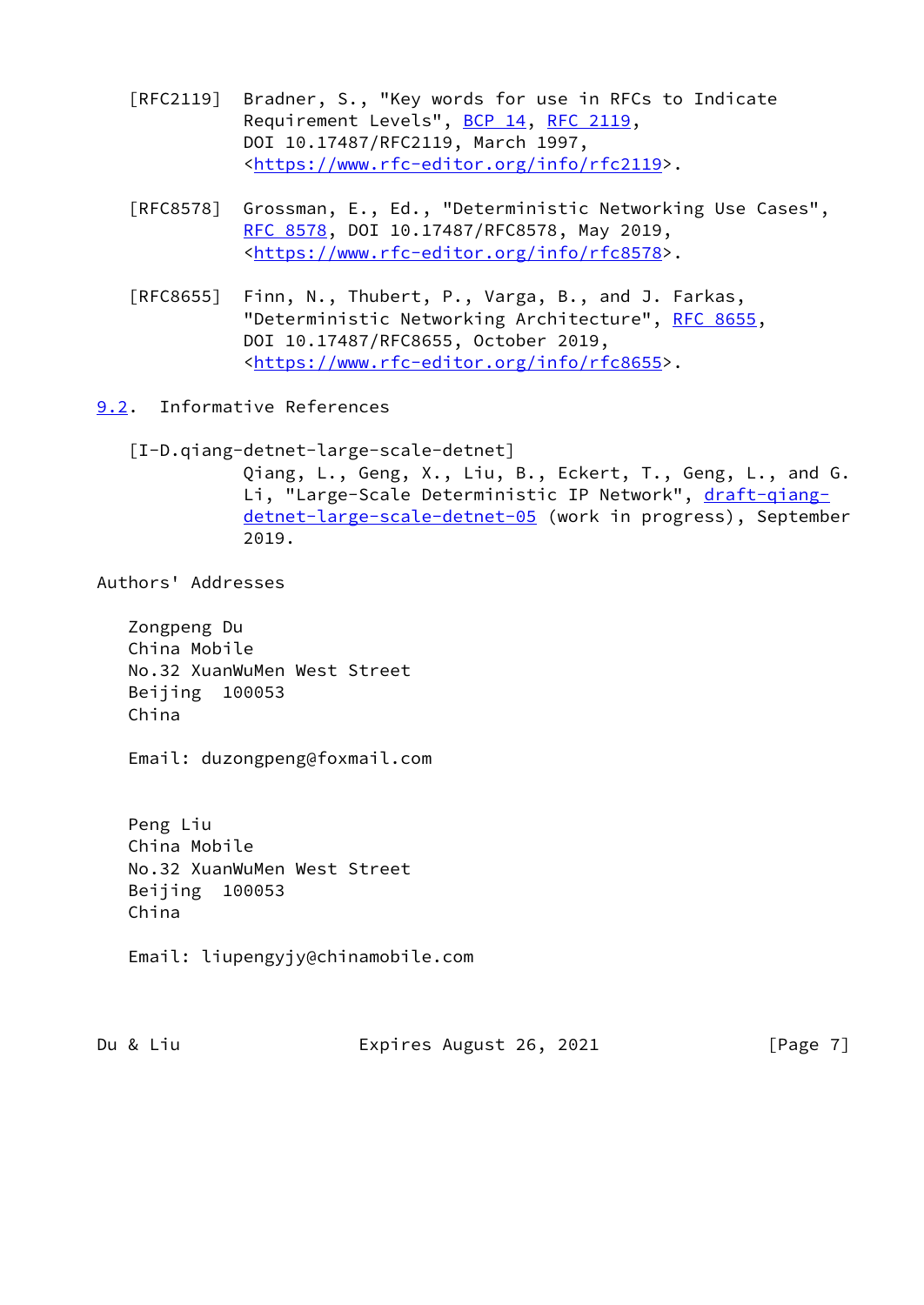[RFC2119] Bradner, S., "Key words for use in RFCs to Indicate Requirement Levels", BCP 14, RFC 2119, DOI 10.17487/RFC2119, March 1997, <https://www.rfc-editor.org/info/rfc2119>.

[RFC8578] Grossman, E., Ed., "Deterministic Networking Use Cases", RFC 8578, DOI 10.17487/RFC8578, May 2019, <https://www.rfc-editor.org/info/rfc8578>.

[RFC8655] Finn, N., Thubert, P., Varga, B., and J. Farkas, "Deterministic Networking Architecture", RFC 8655, DOI 10.17487/RFC8655, October 2019, <https://www.rfc-editor.org/info/rfc8655>.

## 9.2. Informative References

[I-D.qiang-detnet-large-scale-detnet]
Qiang, L., Geng, X., Liu, B., Eckert, T., Geng, L., and G. Li, "Large-Scale Deterministic IP Network", draft-qiang-detnet-large-scale-detnet-05 (work in progress), September 2019.

## Authors' Addresses

Zongpeng Du
China Mobile
No.32 XuanWuMen West Street
Beijing 100053
China

Email: duzongpeng@foxmail.com

Peng Liu
China Mobile
No.32 XuanWuMen West Street
Beijing 100053
China

Email: liupengyjy@chinamobile.com